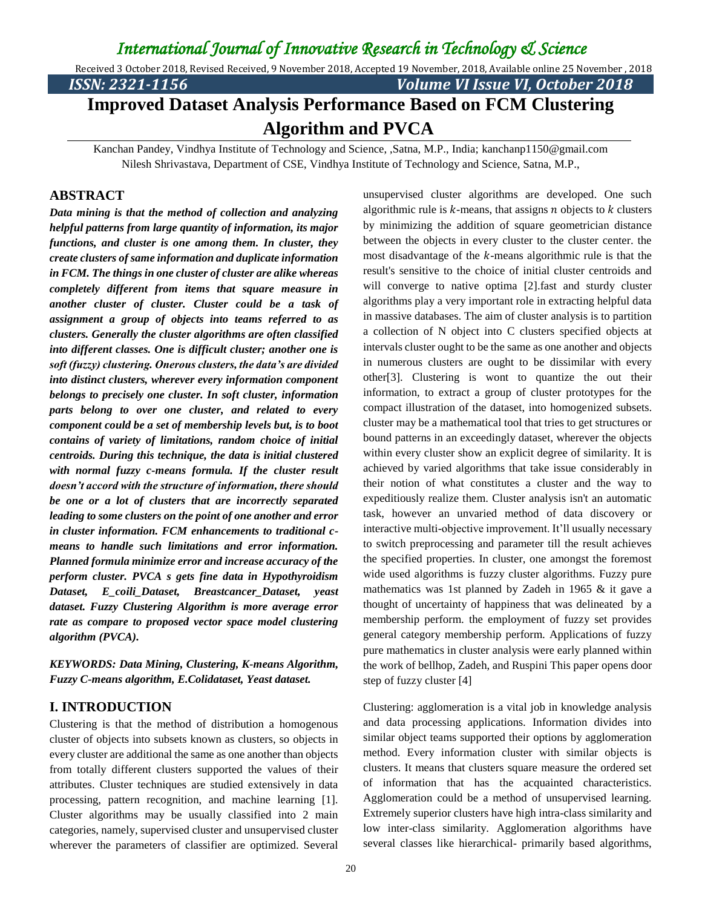# Improved Dataset Analysis Performance Based on FCM Clustering Algorithm and PVCA

Kanchan Pandey, Vindhya Institute of Technology and Science, ,Satna, M.P., India; kanchanp1150@gmail.com
Nilesh Shrivastava, Department of CSE, Vindhya Institute of Technology and Science, Satna, M.P.,

## ABSTRACT

***Data mining is that the method of collection and analyzing helpful patterns from large quantity of information, its major functions, and cluster is one among them. In cluster, they create clusters of same information and duplicate information in FCM. The things in one cluster of cluster are alike whereas completely different from items that square measure in another cluster of cluster. Cluster could be a task of assignment a group of objects into teams referred to as clusters. Generally the cluster algorithms are often classified into different classes. One is difficult cluster; another one is soft (fuzzy) clustering. Onerous clusters, the data's are divided into distinct clusters, wherever every information component belongs to precisely one cluster. In soft cluster, information parts belong to over one cluster, and related to every component could be a set of membership levels but, is to boot contains of variety of limitations, random choice of initial centroids. During this technique, the data is initial clustered with normal fuzzy c-means formula. If the cluster result doesn't accord with the structure of information, there should be one or a lot of clusters that are incorrectly separated leading to some clusters on the point of one another and error in cluster information. FCM enhancements to traditional c-means to handle such limitations and error information. Planned formula minimize error and increase accuracy of the perform cluster. PVCA s gets fine data in Hypothyroidism Dataset, E_coili_Dataset, Breastcancer_Dataset, yeast dataset. Fuzzy Clustering Algorithm is more average error rate as compare to proposed vector space model clustering algorithm (PVCA).***

***KEYWORDS: Data Mining, Clustering, K-means Algorithm, Fuzzy C-means algorithm, E.Colidataset, Yeast dataset.***

## I. INTRODUCTION

Clustering is that the method of distribution a homogenous cluster of objects into subsets known as clusters, so objects in every cluster are additional the same as one another than objects from totally different clusters supported the values of their attributes. Cluster techniques are studied extensively in data processing, pattern recognition, and machine learning [1]. Cluster algorithms may be usually classified into 2 main categories, namely, supervised cluster and unsupervised cluster wherever the parameters of classifier are optimized. Several unsupervised cluster algorithms are developed. One such algorithmic rule is $k$-means, that assigns $n$ objects to $k$ clusters by minimizing the addition of square geometrician distance between the objects in every cluster to the cluster center. the most disadvantage of the $k$-means algorithmic rule is that the result's sensitive to the choice of initial cluster centroids and will converge to native optima [2].fast and sturdy cluster algorithms play a very important role in extracting helpful data in massive databases. The aim of cluster analysis is to partition a collection of N object into C clusters specified objects at intervals cluster ought to be the same as one another and objects in numerous clusters are ought to be dissimilar with every other[3]. Clustering is wont to quantize the out their information, to extract a group of cluster prototypes for the compact illustration of the dataset, into homogenized subsets. cluster may be a mathematical tool that tries to get structures or bound patterns in an exceedingly dataset, wherever the objects within every cluster show an explicit degree of similarity. It is achieved by varied algorithms that take issue considerably in their notion of what constitutes a cluster and the way to expeditiously realize them. Cluster analysis isn't an automatic task, however an unvaried method of data discovery or interactive multi-objective improvement. It'll usually necessary to switch preprocessing and parameter till the result achieves the specified properties. In cluster, one amongst the foremost wide used algorithms is fuzzy cluster algorithms. Fuzzy pure mathematics was 1st planned by Zadeh in 1965 & it gave a thought of uncertainty of happiness that was delineated by a membership perform. the employment of fuzzy set provides general category membership perform. Applications of fuzzy pure mathematics in cluster analysis were early planned within the work of bellhop, Zadeh, and Ruspini This paper opens door step of fuzzy cluster [4]

Clustering: agglomeration is a vital job in knowledge analysis and data processing applications. Information divides into similar object teams supported their options by agglomeration method. Every information cluster with similar objects is clusters. It means that clusters square measure the ordered set of information that has the acquainted characteristics. Agglomeration could be a method of unsupervised learning. Extremely superior clusters have high intra-class similarity and low inter-class similarity. Agglomeration algorithms have several classes like hierarchical- primarily based algorithms,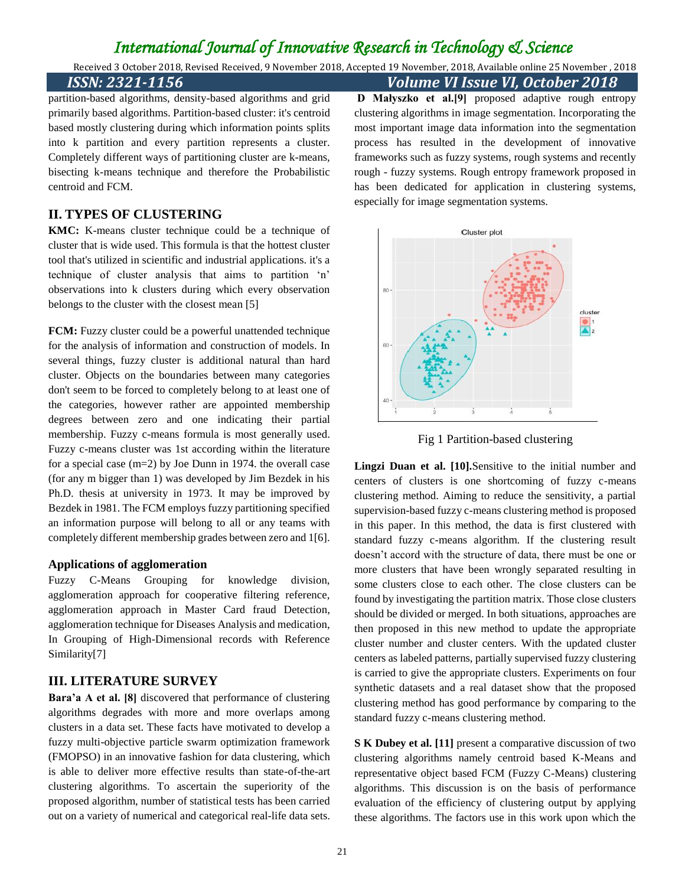partition-based algorithms, density-based algorithms and grid primarily based algorithms. Partition-based cluster: it's centroid based mostly clustering during which information points splits into k partition and every partition represents a cluster. Completely different ways of partitioning cluster are k-means, bisecting k-means technique and therefore the Probabilistic centroid and FCM.

## II. TYPES OF CLUSTERING

**KMC:** K-means cluster technique could be a technique of cluster that is wide used. This formula is that the hottest cluster tool that's utilized in scientific and industrial applications. it's a technique of cluster analysis that aims to partition 'n' observations into k clusters during which every observation belongs to the cluster with the closest mean [5]

**FCM:** Fuzzy cluster could be a powerful unattended technique for the analysis of information and construction of models. In several things, fuzzy cluster is additional natural than hard cluster. Objects on the boundaries between many categories don't seem to be forced to completely belong to at least one of the categories, however rather are appointed membership degrees between zero and one indicating their partial membership. Fuzzy c-means formula is most generally used. Fuzzy c-means cluster was 1st according within the literature for a special case (m=2) by Joe Dunn in 1974. the overall case (for any m bigger than 1) was developed by Jim Bezdek in his Ph.D. thesis at university in 1973. It may be improved by Bezdek in 1981. The FCM employs fuzzy partitioning specified an information purpose will belong to all or any teams with completely different membership grades between zero and 1[6].

### Applications of agglomeration

Fuzzy C-Means Grouping for knowledge division, agglomeration approach for cooperative filtering reference, agglomeration approach in Master Card fraud Detection, agglomeration technique for Diseases Analysis and medication, In Grouping of High-Dimensional records with Reference Similarity[7]

## III. LITERATURE SURVEY

**Bara'a A et al. [8]** discovered that performance of clustering algorithms degrades with more and more overlaps among clusters in a data set. These facts have motivated to develop a fuzzy multi-objective particle swarm optimization framework (FMOPSO) in an innovative fashion for data clustering, which is able to deliver more effective results than state-of-the-art clustering algorithms. To ascertain the superiority of the proposed algorithm, number of statistical tests has been carried out on a variety of numerical and categorical real-life data sets.

**D Małyszko et al.[9]** proposed adaptive rough entropy clustering algorithms in image segmentation. Incorporating the most important image data information into the segmentation process has resulted in the development of innovative frameworks such as fuzzy systems, rough systems and recently rough - fuzzy systems. Rough entropy framework proposed in has been dedicated for application in clustering systems, especially for image segmentation systems.

Fig 1 Partition-based clustering

**Lingzi Duan et al. [10].** Sensitive to the initial number and centers of clusters is one shortcoming of fuzzy c-means clustering method. Aiming to reduce the sensitivity, a partial supervision-based fuzzy c-means clustering method is proposed in this paper. In this method, the data is first clustered with standard fuzzy c-means algorithm. If the clustering result doesn't accord with the structure of data, there must be one or more clusters that have been wrongly separated resulting in some clusters close to each other. The close clusters can be found by investigating the partition matrix. Those close clusters should be divided or merged. In both situations, approaches are then proposed in this new method to update the appropriate cluster number and cluster centers. With the updated cluster centers as labeled patterns, partially supervised fuzzy clustering is carried to give the appropriate clusters. Experiments on four synthetic datasets and a real dataset show that the proposed clustering method has good performance by comparing to the standard fuzzy c-means clustering method.

**S K Dubey et al. [11]** present a comparative discussion of two clustering algorithms namely centroid based K-Means and representative object based FCM (Fuzzy C-Means) clustering algorithms. This discussion is on the basis of performance evaluation of the efficiency of clustering output by applying these algorithms. The factors use in this work upon which the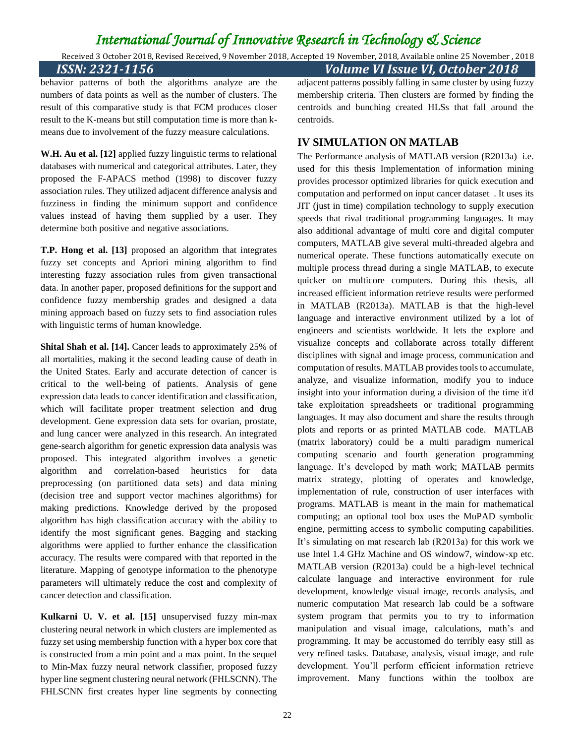behavior patterns of both the algorithms analyze are the numbers of data points as well as the number of clusters. The result of this comparative study is that FCM produces closer result to the K-means but still computation time is more than k-means due to involvement of the fuzzy measure calculations.

**W.H. Au et al. [12]** applied fuzzy linguistic terms to relational databases with numerical and categorical attributes. Later, they proposed the F-APACS method (1998) to discover fuzzy association rules. They utilized adjacent difference analysis and fuzziness in finding the minimum support and confidence values instead of having them supplied by a user. They determine both positive and negative associations.

**T.P. Hong et al. [13]** proposed an algorithm that integrates fuzzy set concepts and Apriori mining algorithm to find interesting fuzzy association rules from given transactional data. In another paper, proposed definitions for the support and confidence fuzzy membership grades and designed a data mining approach based on fuzzy sets to find association rules with linguistic terms of human knowledge.

**Shital Shah et al. [14].** Cancer leads to approximately 25% of all mortalities, making it the second leading cause of death in the United States. Early and accurate detection of cancer is critical to the well-being of patients. Analysis of gene expression data leads to cancer identification and classification, which will facilitate proper treatment selection and drug development. Gene expression data sets for ovarian, prostate, and lung cancer were analyzed in this research. An integrated gene-search algorithm for genetic expression data analysis was proposed. This integrated algorithm involves a genetic algorithm and correlation-based heuristics for data preprocessing (on partitioned data sets) and data mining (decision tree and support vector machines algorithms) for making predictions. Knowledge derived by the proposed algorithm has high classification accuracy with the ability to identify the most significant genes. Bagging and stacking algorithms were applied to further enhance the classification accuracy. The results were compared with that reported in the literature. Mapping of genotype information to the phenotype parameters will ultimately reduce the cost and complexity of cancer detection and classification.

**Kulkarni U. V. et al. [15]** unsupervised fuzzy min-max clustering neural network in which clusters are implemented as fuzzy set using membership function with a hyper box core that is constructed from a min point and a max point. In the sequel to Min-Max fuzzy neural network classifier, proposed fuzzy hyper line segment clustering neural network (FHLSCNN). The FHLSCNN first creates hyper line segments by connecting adjacent patterns possibly falling in same cluster by using fuzzy membership criteria. Then clusters are formed by finding the centroids and bunching created HLSs that fall around the centroids.

## IV SIMULATION ON MATLAB

The Performance analysis of MATLAB version (R2013a) i.e. used for this thesis Implementation of information mining provides processor optimized libraries for quick execution and computation and performed on input cancer dataset . It uses its JIT (just in time) compilation technology to supply execution speeds that rival traditional programming languages. It may also additional advantage of multi core and digital computer computers, MATLAB give several multi-threaded algebra and numerical operate. These functions automatically execute on multiple process thread during a single MATLAB, to execute quicker on multicore computers. During this thesis, all increased efficient information retrieve results were performed in MATLAB (R2013a). MATLAB is that the high-level language and interactive environment utilized by a lot of engineers and scientists worldwide. It lets the explore and visualize concepts and collaborate across totally different disciplines with signal and image process, communication and computation of results. MATLAB provides tools to accumulate, analyze, and visualize information, modify you to induce insight into your information during a division of the time it'd take exploitation spreadsheets or traditional programming languages. It may also document and share the results through plots and reports or as printed MATLAB code. MATLAB (matrix laboratory) could be a multi paradigm numerical computing scenario and fourth generation programming language. It's developed by math work; MATLAB permits matrix strategy, plotting of operates and knowledge, implementation of rule, construction of user interfaces with programs. MATLAB is meant in the main for mathematical computing; an optional tool box uses the MuPAD symbolic engine, permitting access to symbolic computing capabilities. It's simulating on mat research lab (R2013a) for this work we use Intel 1.4 GHz Machine and OS window7, window-xp etc. MATLAB version (R2013a) could be a high-level technical calculate language and interactive environment for rule development, knowledge visual image, records analysis, and numeric computation Mat research lab could be a software system program that permits you to try to information manipulation and visual image, calculations, math's and programming. It may be accustomed do terribly easy still as very refined tasks. Database, analysis, visual image, and rule development. You'll perform efficient information retrieve improvement. Many functions within the toolbox are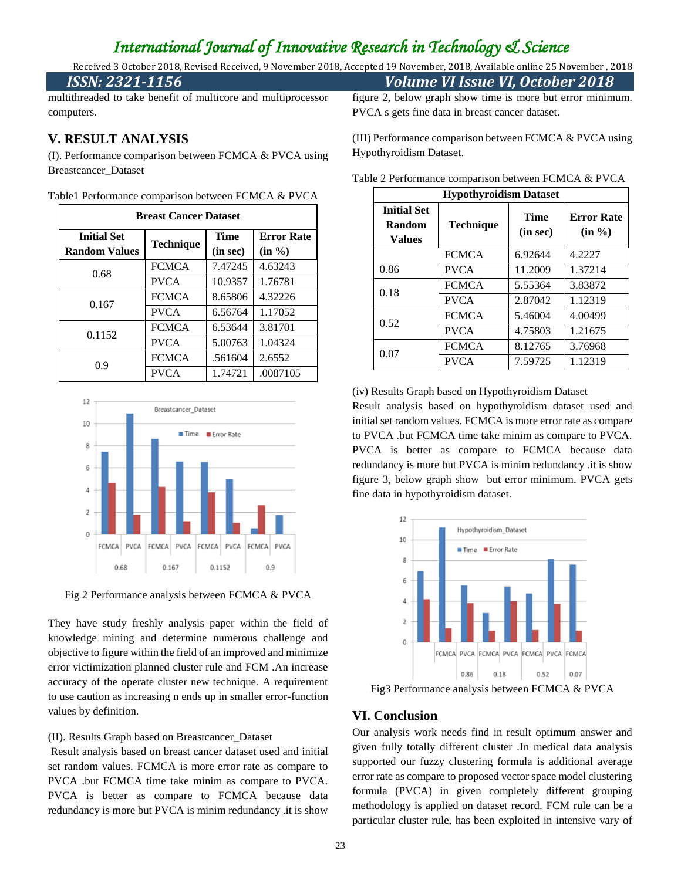multithreaded to take benefit of multicore and multiprocessor computers.

## V. RESULT ANALYSIS

(I). Performance comparison between FCMCA & PVCA using Breastcancer_Dataset

Table1 Performance comparison between FCMCA & PVCA

| Breast Cancer Dataset | | | |
|---|---|---|---|
| **Initial Set Random Values** | **Technique** | **Time (in sec)** | **Error Rate (in %)** |
| 0.68 | FCMCA | 7.47245 | 4.63243 |
| | PVCA | 10.9357 | 1.76781 |
| 0.167 | FCMCA | 8.65806 | 4.32226 |
| | PVCA | 6.56764 | 1.17052 |
| 0.1152 | FCMCA | 6.53644 | 3.81701 |
| | PVCA | 5.00763 | 1.04324 |
| 0.9 | FCMCA | .561604 | 2.6552 |
| | PVCA | 1.74721 | .0087105 |

Fig 2 Performance analysis between FCMCA & PVCA

They have study freshly analysis paper within the field of knowledge mining and determine numerous challenge and objective to figure within the field of an improved and minimize error victimization planned cluster rule and FCM .An increase accuracy of the operate cluster new technique. A requirement to use caution as increasing n ends up in smaller error-function values by definition.

(II). Results Graph based on Breastcancer_Dataset

Result analysis based on breast cancer dataset used and initial set random values. FCMCA is more error rate as compare to PVCA .but FCMCA time take minim as compare to PVCA. PVCA is better as compare to FCMCA because data redundancy is more but PVCA is minim redundancy .it is show figure 2, below graph show time is more but error minimum. PVCA s gets fine data in breast cancer dataset.

(III) Performance comparison between FCMCA & PVCA using Hypothyroidism Dataset.

Table 2 Performance comparison between FCMCA & PVCA

| Hypothyroidism Dataset | | | |
|---|---|---|---|
| **Initial Set Random Values** | **Technique** | **Time (in sec)** | **Error Rate (in %)** |
| 0.86 | FCMCA | 6.92644 | 4.2227 |
| | PVCA | 11.2009 | 1.37214 |
| 0.18 | FCMCA | 5.55364 | 3.83872 |
| | PVCA | 2.87042 | 1.12319 |
| 0.52 | FCMCA | 5.46004 | 4.00499 |
| | PVCA | 4.75803 | 1.21675 |
| 0.07 | FCMCA | 8.12765 | 3.76968 |
| | PVCA | 7.59725 | 1.12319 |

(iv) Results Graph based on Hypothyroidism Dataset

Result analysis based on hypothyroidism dataset used and initial set random values. FCMCA is more error rate as compare to PVCA .but FCMCA time take minim as compare to PVCA. PVCA is better as compare to FCMCA because data redundancy is more but PVCA is minim redundancy .it is show figure 3, below graph show but error minimum. PVCA gets fine data in hypothyroidism dataset.

Fig3 Performance analysis between FCMCA & PVCA

## VI. Conclusion

Our analysis work needs find in result optimum answer and given fully totally different cluster .In medical data analysis supported our fuzzy clustering formula is additional average error rate as compare to proposed vector space model clustering formula (PVCA) in given completely different grouping methodology is applied on dataset record. FCM rule can be a particular cluster rule, has been exploited in intensive vary of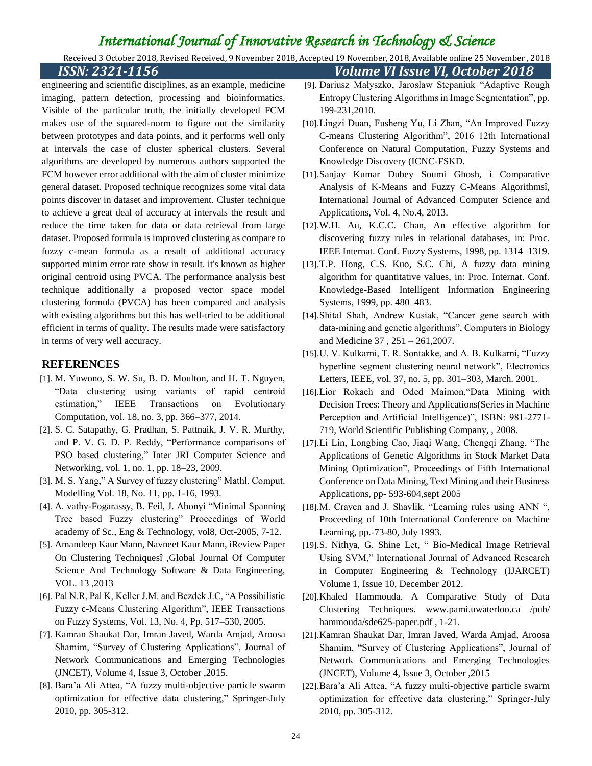engineering and scientific disciplines, as an example, medicine imaging, pattern detection, processing and bioinformatics. Visible of the particular truth, the initially developed FCM makes use of the squared-norm to figure out the similarity between prototypes and data points, and it performs well only at intervals the case of cluster spherical clusters. Several algorithms are developed by numerous authors supported the FCM however error additional with the aim of cluster minimize general dataset. Proposed technique recognizes some vital data points discover in dataset and improvement. Cluster technique to achieve a great deal of accuracy at intervals the result and reduce the time taken for data or data retrieval from large dataset. Proposed formula is improved clustering as compare to fuzzy c-mean formula as a result of additional accuracy supported minim error rate show in result. it's known as higher original centroid using PVCA. The performance analysis best technique additionally a proposed vector space model clustering formula (PVCA) has been compared and analysis with existing algorithms but this has well-tried to be additional efficient in terms of quality. The results made were satisfactory in terms of very well accuracy.

## REFERENCES

[1]. M. Yuwono, S. W. Su, B. D. Moulton, and H. T. Nguyen, "Data clustering using variants of rapid centroid estimation," IEEE Transactions on Evolutionary Computation, vol. 18, no. 3, pp. 366–377, 2014.

[2]. S. C. Satapathy, G. Pradhan, S. Pattnaik, J. V. R. Murthy, and P. V. G. D. P. Reddy, "Performance comparisons of PSO based clustering," Inter JRI Computer Science and Networking, vol. 1, no. 1, pp. 18–23, 2009.

[3]. M. S. Yang," A Survey of fuzzy clustering" Mathl. Comput. Modelling Vol. 18, No. 11, pp. 1-16, 1993.

[4]. A. vathy-Fogarassy, B. Feil, J. Abonyi "Minimal Spanning Tree based Fuzzy clustering" Proceedings of World academy of Sc., Eng & Technology, vol8, Oct-2005, 7-12.

[5]. Amandeep Kaur Mann, Navneet Kaur Mann, ìReview Paper On Clustering Techniquesî ,Global Journal Of Computer Science And Technology Software & Data Engineering, VOL. 13 ,2013

[6]. Pal N.R, Pal K, Keller J.M. and Bezdek J.C, "A Possibilistic Fuzzy c-Means Clustering Algorithm", IEEE Transactions on Fuzzy Systems, Vol. 13, No. 4, Pp. 517–530, 2005.

[7]. Kamran Shaukat Dar, Imran Javed, Warda Amjad, Aroosa Shamim, "Survey of Clustering Applications", Journal of Network Communications and Emerging Technologies (JNCET), Volume 4, Issue 3, October ,2015.

[8]. Bara'a Ali Attea, "A fuzzy multi-objective particle swarm optimization for effective data clustering," Springer-July 2010, pp. 305-312.

[9]. Dariusz Małyszko, Jarosław Stepaniuk "Adaptive Rough Entropy Clustering Algorithms in Image Segmentation", pp. 199-231,2010.

[10]. Lingzi Duan, Fusheng Yu, Li Zhan, "An Improved Fuzzy C-means Clustering Algorithm", 2016 12th International Conference on Natural Computation, Fuzzy Systems and Knowledge Discovery (ICNC-FSKD.

[11]. Sanjay Kumar Dubey Soumi Ghosh, ì Comparative Analysis of K-Means and Fuzzy C-Means Algorithmsî, International Journal of Advanced Computer Science and Applications, Vol. 4, No.4, 2013.

[12]. W.H. Au, K.C.C. Chan, An effective algorithm for discovering fuzzy rules in relational databases, in: Proc. IEEE Internat. Conf. Fuzzy Systems, 1998, pp. 1314–1319.

[13]. T.P. Hong, C.S. Kuo, S.C. Chi, A fuzzy data mining algorithm for quantitative values, in: Proc. Internat. Conf. Knowledge-Based Intelligent Information Engineering Systems, 1999, pp. 480–483.

[14]. Shital Shah, Andrew Kusiak, "Cancer gene search with data-mining and genetic algorithms", Computers in Biology and Medicine 37 , 251 – 261,2007.

[15]. U. V. Kulkarni, T. R. Sontakke, and A. B. Kulkarni, "Fuzzy hyperline segment clustering neural network", Electronics Letters, IEEE, vol. 37, no. 5, pp. 301–303, March. 2001.

[16]. Lior Rokach and Oded Maimon,"Data Mining with Decision Trees: Theory and Applications(Series in Machine Perception and Artificial Intelligence)", ISBN: 981-2771-719, World Scientific Publishing Company, , 2008.

[17]. Li Lin, Longbing Cao, Jiaqi Wang, Chengqi Zhang, "The Applications of Genetic Algorithms in Stock Market Data Mining Optimization", Proceedings of Fifth International Conference on Data Mining, Text Mining and their Business Applications, pp- 593-604,sept 2005

[18]. M. Craven and J. Shavlik, "Learning rules using ANN ", Proceeding of 10th International Conference on Machine Learning, pp.-73-80, July 1993.

[19]. S. Nithya, G. Shine Let, " Bio-Medical Image Retrieval Using SVM," International Journal of Advanced Research in Computer Engineering & Technology (IJARCET) Volume 1, Issue 10, December 2012.

[20]. Khaled Hammouda. A Comparative Study of Data Clustering Techniques. www.pami.uwaterloo.ca /pub/ hammouda/sde625-paper.pdf , 1-21.

[21]. Kamran Shaukat Dar, Imran Javed, Warda Amjad, Aroosa Shamim, "Survey of Clustering Applications", Journal of Network Communications and Emerging Technologies (JNCET), Volume 4, Issue 3, October ,2015

[22]. Bara'a Ali Attea, "A fuzzy multi-objective particle swarm optimization for effective data clustering," Springer-July 2010, pp. 305-312.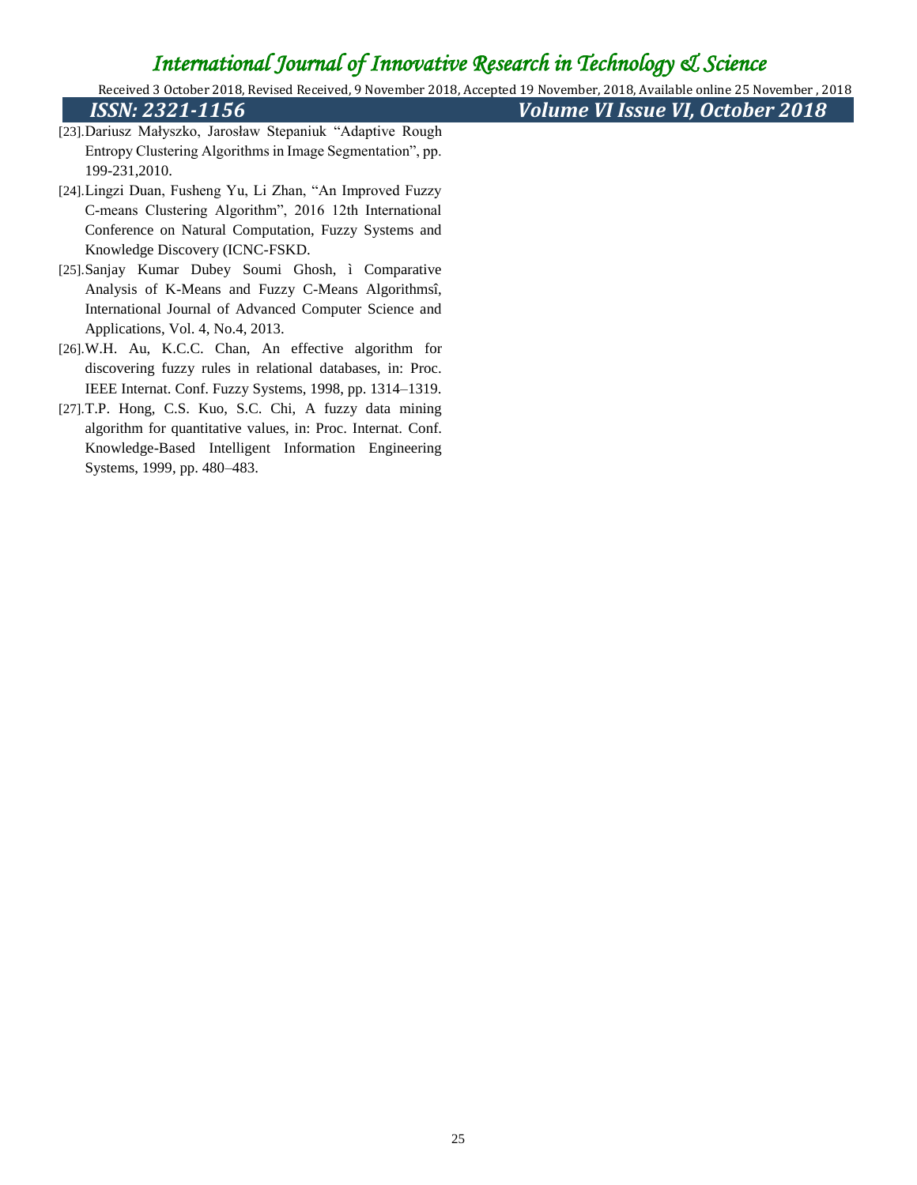[23]. Dariusz Małyszko, Jarosław Stepaniuk "Adaptive Rough Entropy Clustering Algorithms in Image Segmentation", pp. 199-231,2010.

[24]. Lingzi Duan, Fusheng Yu, Li Zhan, "An Improved Fuzzy C-means Clustering Algorithm", 2016 12th International Conference on Natural Computation, Fuzzy Systems and Knowledge Discovery (ICNC-FSKD.

[25]. Sanjay Kumar Dubey Soumi Ghosh, ì Comparative Analysis of K-Means and Fuzzy C-Means Algorithmsî, International Journal of Advanced Computer Science and Applications, Vol. 4, No.4, 2013.

[26]. W.H. Au, K.C.C. Chan, An effective algorithm for discovering fuzzy rules in relational databases, in: Proc. IEEE Internat. Conf. Fuzzy Systems, 1998, pp. 1314–1319.

[27]. T.P. Hong, C.S. Kuo, S.C. Chi, A fuzzy data mining algorithm for quantitative values, in: Proc. Internat. Conf. Knowledge-Based Intelligent Information Engineering Systems, 1999, pp. 480–483.